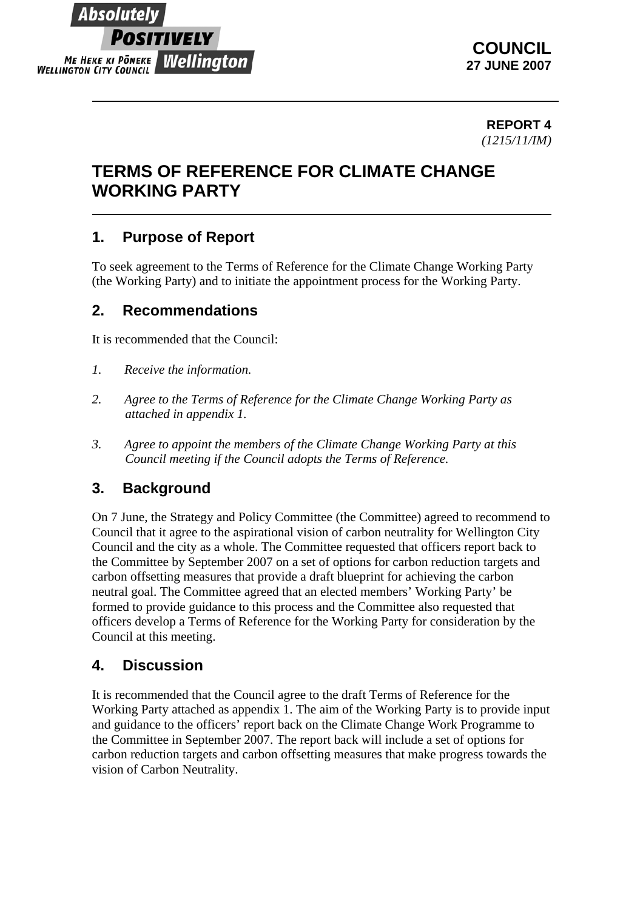**COUNCIL**
**27 JUNE 2007**

**REPORT 4**
*(1215/11/IM)*

# TERMS OF REFERENCE FOR CLIMATE CHANGE WORKING PARTY

## 1. Purpose of Report

To seek agreement to the Terms of Reference for the Climate Change Working Party (the Working Party) and to initiate the appointment process for the Working Party.

## 2. Recommendations

It is recommended that the Council:

1. *Receive the information.*

2. *Agree to the Terms of Reference for the Climate Change Working Party as attached in appendix 1.*

3. *Agree to appoint the members of the Climate Change Working Party at this Council meeting if the Council adopts the Terms of Reference.*

## 3. Background

On 7 June, the Strategy and Policy Committee (the Committee) agreed to recommend to Council that it agree to the aspirational vision of carbon neutrality for Wellington City Council and the city as a whole. The Committee requested that officers report back to the Committee by September 2007 on a set of options for carbon reduction targets and carbon offsetting measures that provide a draft blueprint for achieving the carbon neutral goal. The Committee agreed that an elected members' Working Party' be formed to provide guidance to this process and the Committee also requested that officers develop a Terms of Reference for the Working Party for consideration by the Council at this meeting.

## 4. Discussion

It is recommended that the Council agree to the draft Terms of Reference for the Working Party attached as appendix 1. The aim of the Working Party is to provide input and guidance to the officers' report back on the Climate Change Work Programme to the Committee in September 2007. The report back will include a set of options for carbon reduction targets and carbon offsetting measures that make progress towards the vision of Carbon Neutrality.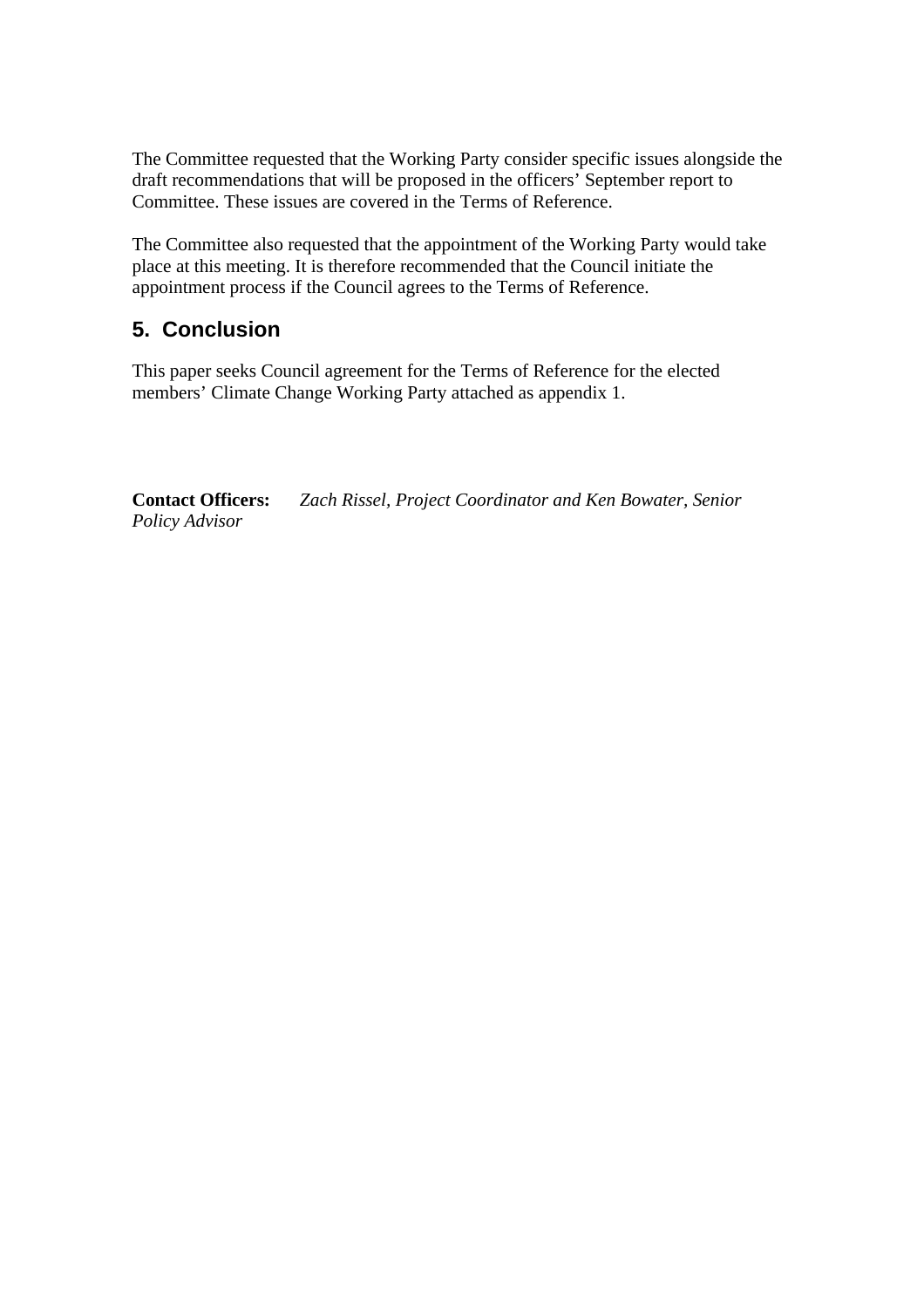The Committee requested that the Working Party consider specific issues alongside the draft recommendations that will be proposed in the officers' September report to Committee. These issues are covered in the Terms of Reference.

The Committee also requested that the appointment of the Working Party would take place at this meeting. It is therefore recommended that the Council initiate the appointment process if the Council agrees to the Terms of Reference.

## 5. Conclusion

This paper seeks Council agreement for the Terms of Reference for the elected members' Climate Change Working Party attached as appendix 1.

**Contact Officers:** *Zach Rissel, Project Coordinator and Ken Bowater, Senior Policy Advisor*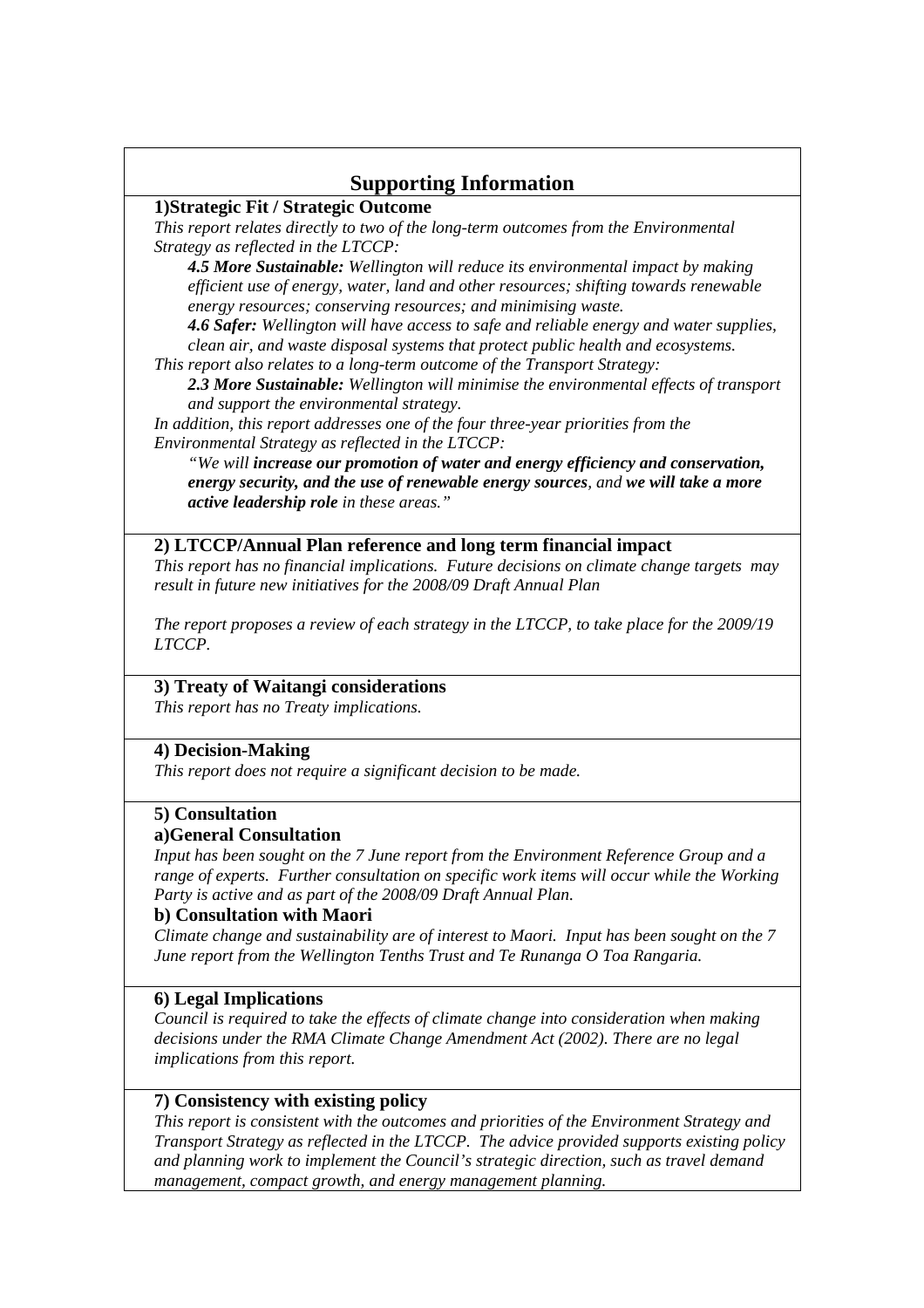## Supporting Information

### 1)Strategic Fit / Strategic Outcome

*This report relates directly to two of the long-term outcomes from the Environmental Strategy as reflected in the LTCCP:*

> ***4.5 More Sustainable:*** *Wellington will reduce its environmental impact by making efficient use of energy, water, land and other resources; shifting towards renewable energy resources; conserving resources; and minimising waste.*
>
> ***4.6 Safer:*** *Wellington will have access to safe and reliable energy and water supplies, clean air, and waste disposal systems that protect public health and ecosystems.*

*This report also relates to a long-term outcome of the Transport Strategy:*

> ***2.3 More Sustainable:*** *Wellington will minimise the environmental effects of transport and support the environmental strategy.*

*In addition, this report addresses one of the four three-year priorities from the Environmental Strategy as reflected in the LTCCP:*

> *"We will **increase our promotion of water and energy efficiency and conservation, energy security, and the use of renewable energy sources**, and **we will take a more active leadership role** in these areas."*

### 2) LTCCP/Annual Plan reference and long term financial impact

*This report has no financial implications. Future decisions on climate change targets may result in future new initiatives for the 2008/09 Draft Annual Plan*

*The report proposes a review of each strategy in the LTCCP, to take place for the 2009/19 LTCCP.*

### 3) Treaty of Waitangi considerations

*This report has no Treaty implications.*

### 4) Decision-Making

*This report does not require a significant decision to be made.*

### 5) Consultation

#### a)General Consultation

*Input has been sought on the 7 June report from the Environment Reference Group and a range of experts. Further consultation on specific work items will occur while the Working Party is active and as part of the 2008/09 Draft Annual Plan.*

#### b) Consultation with Maori

*Climate change and sustainability are of interest to Maori. Input has been sought on the 7 June report from the Wellington Tenths Trust and Te Runanga O Toa Rangaria.*

### 6) Legal Implications

*Council is required to take the effects of climate change into consideration when making decisions under the RMA Climate Change Amendment Act (2002). There are no legal implications from this report.*

### 7) Consistency with existing policy

*This report is consistent with the outcomes and priorities of the Environment Strategy and Transport Strategy as reflected in the LTCCP. The advice provided supports existing policy and planning work to implement the Council's strategic direction, such as travel demand management, compact growth, and energy management planning.*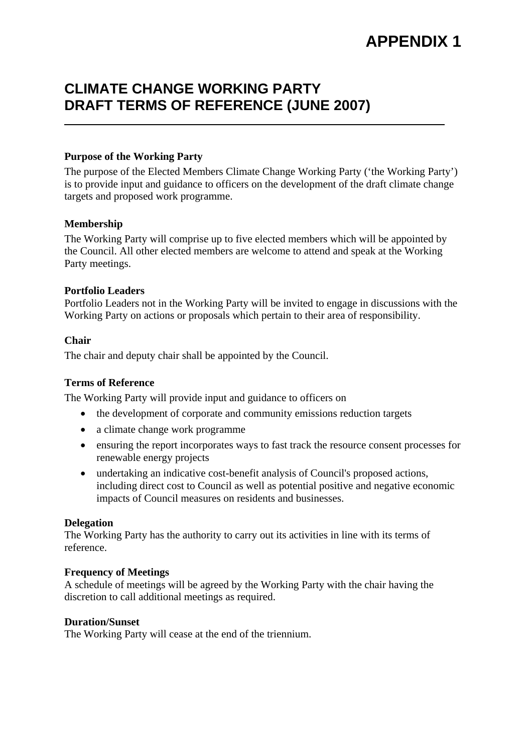# APPENDIX 1

## CLIMATE CHANGE WORKING PARTY
## DRAFT TERMS OF REFERENCE (JUNE 2007)

---

**Purpose of the Working Party**

The purpose of the Elected Members Climate Change Working Party ('the Working Party') is to provide input and guidance to officers on the development of the draft climate change targets and proposed work programme.

**Membership**

The Working Party will comprise up to five elected members which will be appointed by the Council. All other elected members are welcome to attend and speak at the Working Party meetings.

**Portfolio Leaders**

Portfolio Leaders not in the Working Party will be invited to engage in discussions with the Working Party on actions or proposals which pertain to their area of responsibility.

**Chair**

The chair and deputy chair shall be appointed by the Council.

**Terms of Reference**

The Working Party will provide input and guidance to officers on

- the development of corporate and community emissions reduction targets
- a climate change work programme
- ensuring the report incorporates ways to fast track the resource consent processes for renewable energy projects
- undertaking an indicative cost-benefit analysis of Council's proposed actions, including direct cost to Council as well as potential positive and negative economic impacts of Council measures on residents and businesses.

**Delegation**

The Working Party has the authority to carry out its activities in line with its terms of reference.

**Frequency of Meetings**

A schedule of meetings will be agreed by the Working Party with the chair having the discretion to call additional meetings as required.

**Duration/Sunset**

The Working Party will cease at the end of the triennium.